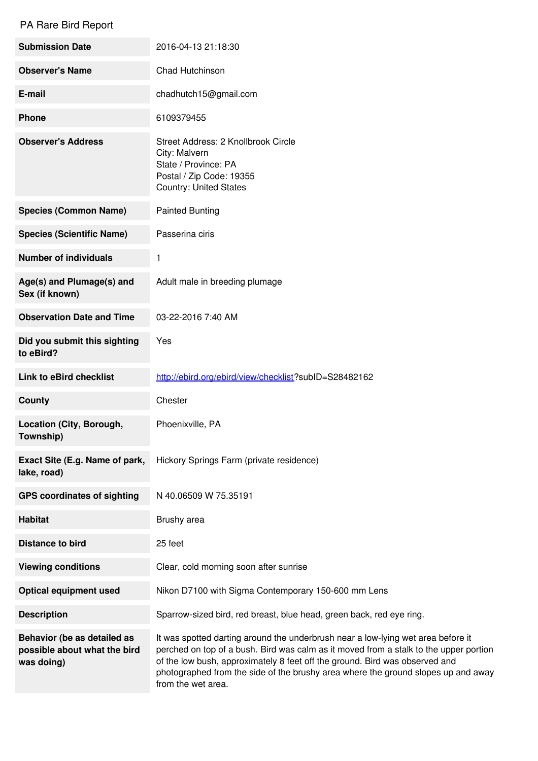# PA Rare Bird Report

| | |
|---|---|
| **Submission Date** | 2016-04-13 21:18:30 |
| **Observer's Name** | Chad Hutchinson |
| **E-mail** | chadhutch15@gmail.com |
| **Phone** | 6109379455 |
| **Observer's Address** | Street Address: 2 Knollbrook Circle<br>City: Malvern<br>State / Province: PA<br>Postal / Zip Code: 19355<br>Country: United States |
| **Species (Common Name)** | Painted Bunting |
| **Species (Scientific Name)** | Passerina ciris |
| **Number of individuals** | 1 |
| **Age(s) and Plumage(s) and Sex (if known)** | Adult male in breeding plumage |
| **Observation Date and Time** | 03-22-2016 7:40 AM |
| **Did you submit this sighting to eBird?** | Yes |
| **Link to eBird checklist** | [http://ebird.org/ebird/view/checklist](http://ebird.org/ebird/view/checklist)?subID=S28482162 |
| **County** | Chester |
| **Location (City, Borough, Township)** | Phoenixville, PA |
| **Exact Site (E.g. Name of park, lake, road)** | Hickory Springs Farm (private residence) |
| **GPS coordinates of sighting** | N 40.06509 W 75.35191 |
| **Habitat** | Brushy area |
| **Distance to bird** | 25 feet |
| **Viewing conditions** | Clear, cold morning soon after sunrise |
| **Optical equipment used** | Nikon D7100 with Sigma Contemporary 150-600 mm Lens |
| **Description** | Sparrow-sized bird, red breast, blue head, green back, red eye ring. |
| **Behavior (be as detailed as possible about what the bird was doing)** | It was spotted darting around the underbrush near a low-lying wet area before it perched on top of a bush. Bird was calm as it moved from a stalk to the upper portion of the low bush, approximately 8 feet off the ground. Bird was observed and photographed from the side of the brushy area where the ground slopes up and away from the wet area. |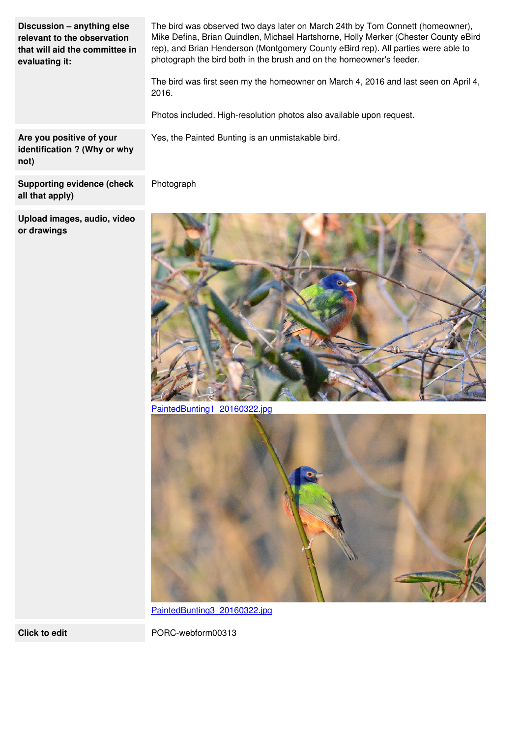| | |
|---|---|
| **Discussion – anything else relevant to the observation that will aid the committee in evaluating it:** | The bird was observed two days later on March 24th by Tom Connett (homeowner), Mike Defina, Brian Quindlen, Michael Hartshorne, Holly Merker (Chester County eBird rep), and Brian Henderson (Montgomery County eBird rep). All parties were able to photograph the bird both in the brush and on the homeowner's feeder.<br><br>The bird was first seen my the homeowner on March 4, 2016 and last seen on April 4, 2016.<br><br>Photos included. High-resolution photos also available upon request. |
| **Are you positive of your identification ? (Why or why not)** | Yes, the Painted Bunting is an unmistakable bird. |
| **Supporting evidence (check all that apply)** | Photograph |
| **Upload images, audio, video or drawings** | PaintedBunting1_20160322.jpg<br><br>PaintedBunting3_20160322.jpg |
| **Click to edit** | PORC-webform00313 |